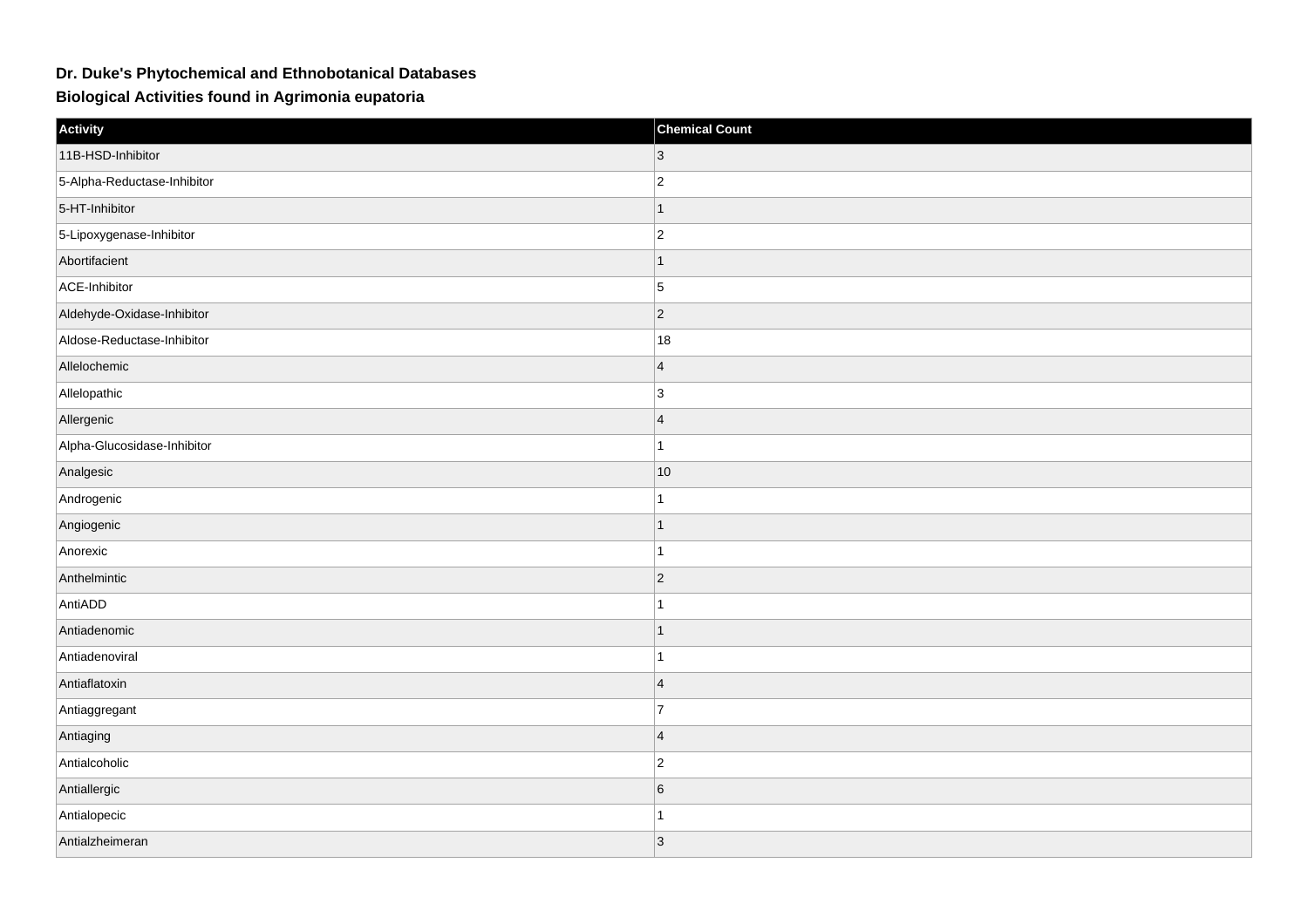# Dr. Duke's Phytochemical and Ethnobotanical Databases

## Biological Activities found in Agrimonia eupatoria

| Activity | Chemical Count |
|---|---|
| 11B-HSD-Inhibitor | 3 |
| 5-Alpha-Reductase-Inhibitor | 2 |
| 5-HT-Inhibitor | 1 |
| 5-Lipoxygenase-Inhibitor | 2 |
| Abortifacient | 1 |
| ACE-Inhibitor | 5 |
| Aldehyde-Oxidase-Inhibitor | 2 |
| Aldose-Reductase-Inhibitor | 18 |
| Allelochemic | 4 |
| Allelopathic | 3 |
| Allergenic | 4 |
| Alpha-Glucosidase-Inhibitor | 1 |
| Analgesic | 10 |
| Androgenic | 1 |
| Angiogenic | 1 |
| Anorexic | 1 |
| Anthelmintic | 2 |
| AntiADD | 1 |
| Antiadenomic | 1 |
| Antiadenoviral | 1 |
| Antiaflatoxin | 4 |
| Antiaggregant | 7 |
| Antiaging | 4 |
| Antialcoholic | 2 |
| Antiallergic | 6 |
| Antialopecic | 1 |
| Antialzheimeran | 3 |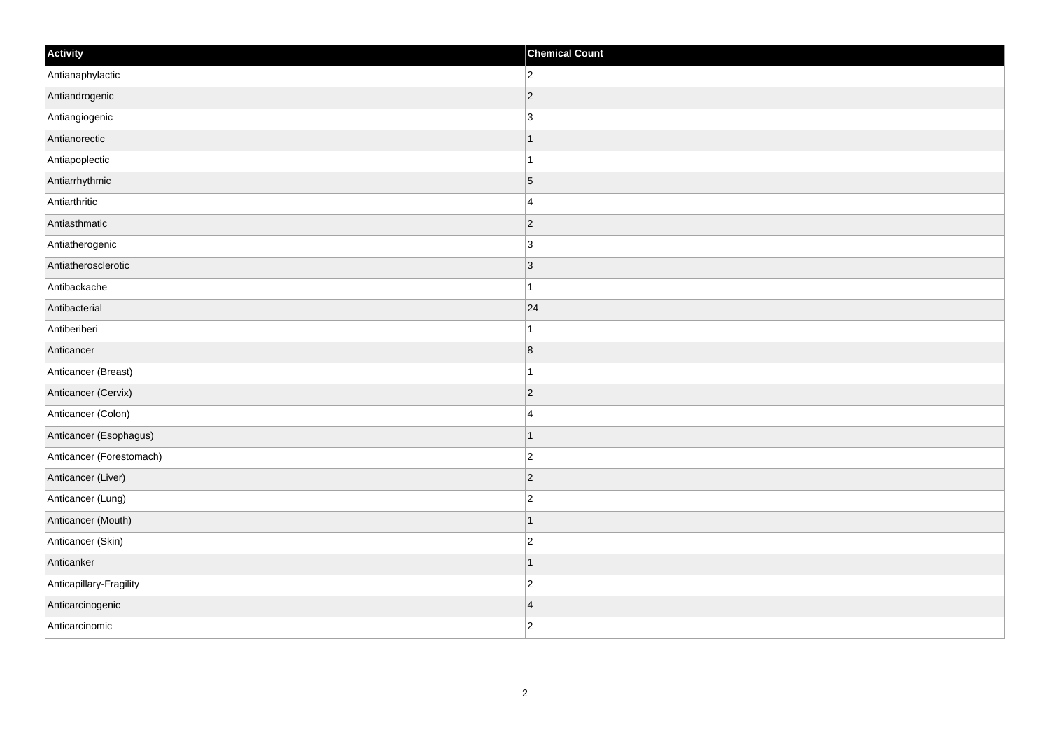| Activity | Chemical Count |
| --- | --- |
| Antianaphylactic | 2 |
| Antiandrogenic | 2 |
| Antiangiogenic | 3 |
| Antianorectic | 1 |
| Antiapoplectic | 1 |
| Antiarrhythmic | 5 |
| Antiarthritic | 4 |
| Antiasthmatic | 2 |
| Antiatherogenic | 3 |
| Antiatherosclerotic | 3 |
| Antibackache | 1 |
| Antibacterial | 24 |
| Antiberiberi | 1 |
| Anticancer | 8 |
| Anticancer (Breast) | 1 |
| Anticancer (Cervix) | 2 |
| Anticancer (Colon) | 4 |
| Anticancer (Esophagus) | 1 |
| Anticancer (Forestomach) | 2 |
| Anticancer (Liver) | 2 |
| Anticancer (Lung) | 2 |
| Anticancer (Mouth) | 1 |
| Anticancer (Skin) | 2 |
| Anticanker | 1 |
| Anticapillary-Fragility | 2 |
| Anticarcinogenic | 4 |
| Anticarcinomic | 2 |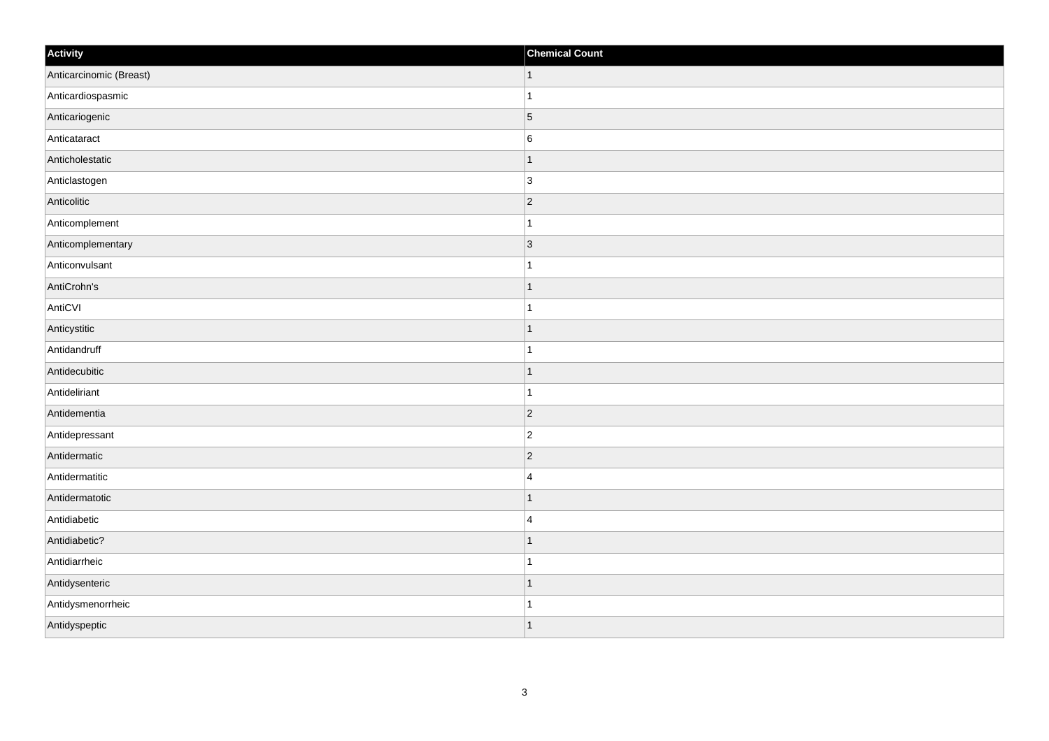| Activity | Chemical Count |
| --- | --- |
| Anticarcinomic (Breast) | 1 |
| Anticardiospasmic | 1 |
| Anticariogenic | 5 |
| Anticataract | 6 |
| Anticholestatic | 1 |
| Anticlastogen | 3 |
| Anticolitic | 2 |
| Anticomplement | 1 |
| Anticomplementary | 3 |
| Anticonvulsant | 1 |
| AntiCrohn's | 1 |
| AntiCVI | 1 |
| Anticystitic | 1 |
| Antidandruff | 1 |
| Antidecubitic | 1 |
| Antideliriant | 1 |
| Antidementia | 2 |
| Antidepressant | 2 |
| Antidermatic | 2 |
| Antidermatitic | 4 |
| Antidermatotic | 1 |
| Antidiabetic | 4 |
| Antidiabetic? | 1 |
| Antidiarrheic | 1 |
| Antidysenteric | 1 |
| Antidysmenorrheic | 1 |
| Antidyspeptic | 1 |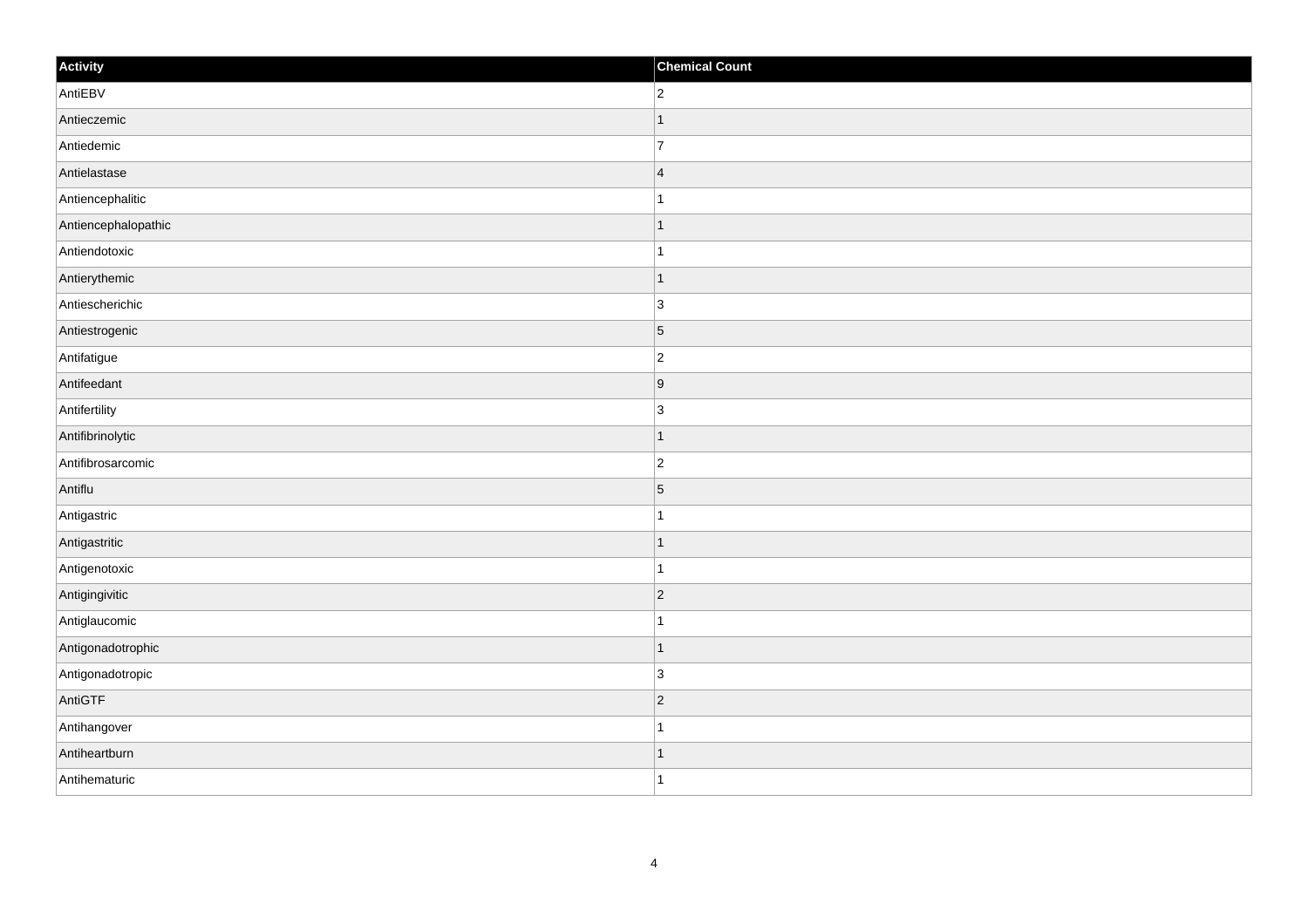| Activity | Chemical Count |
| --- | --- |
| AntiEBV | 2 |
| Antieczemic | 1 |
| Antiedemic | 7 |
| Antielastase | 4 |
| Antiencephalitic | 1 |
| Antiencephalopathic | 1 |
| Antiendotoxic | 1 |
| Antierythemic | 1 |
| Antiescherichic | 3 |
| Antiestrogenic | 5 |
| Antifatigue | 2 |
| Antifeedant | 9 |
| Antifertility | 3 |
| Antifibrinolytic | 1 |
| Antifibrosarcomic | 2 |
| Antiflu | 5 |
| Antigastric | 1 |
| Antigastritic | 1 |
| Antigenotoxic | 1 |
| Antigingivitic | 2 |
| Antiglaucomic | 1 |
| Antigonadotrophic | 1 |
| Antigonadotropic | 3 |
| AntiGTF | 2 |
| Antihangover | 1 |
| Antiheartburn | 1 |
| Antihematuric | 1 |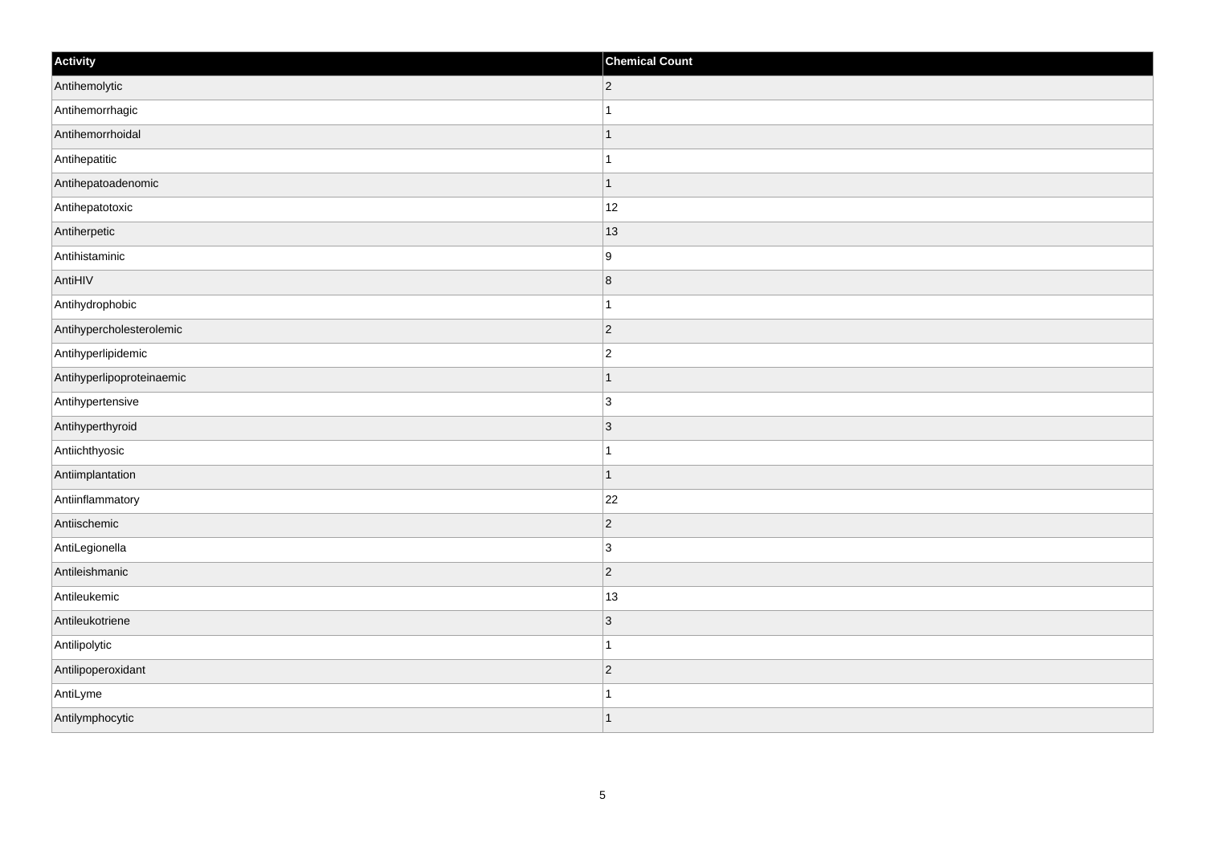| Activity | Chemical Count |
|---|---|
| Antihemolytic | 2 |
| Antihemorrhagic | 1 |
| Antihemorrhoidal | 1 |
| Antihepatitic | 1 |
| Antihepatoadenomic | 1 |
| Antihepatotoxic | 12 |
| Antiherpetic | 13 |
| Antihistaminic | 9 |
| AntiHIV | 8 |
| Antihydrophobic | 1 |
| Antihypercholesterolemic | 2 |
| Antihyperlipidemic | 2 |
| Antihyperlipoproteinaemic | 1 |
| Antihypertensive | 3 |
| Antihyperthyroid | 3 |
| Antiichthyosic | 1 |
| Antiimplantation | 1 |
| Antiinflammatory | 22 |
| Antiischemic | 2 |
| AntiLegionella | 3 |
| Antileishmanic | 2 |
| Antileukemic | 13 |
| Antileukotriene | 3 |
| Antilipolytic | 1 |
| Antilipoperoxidant | 2 |
| AntiLyme | 1 |
| Antilymphocytic | 1 |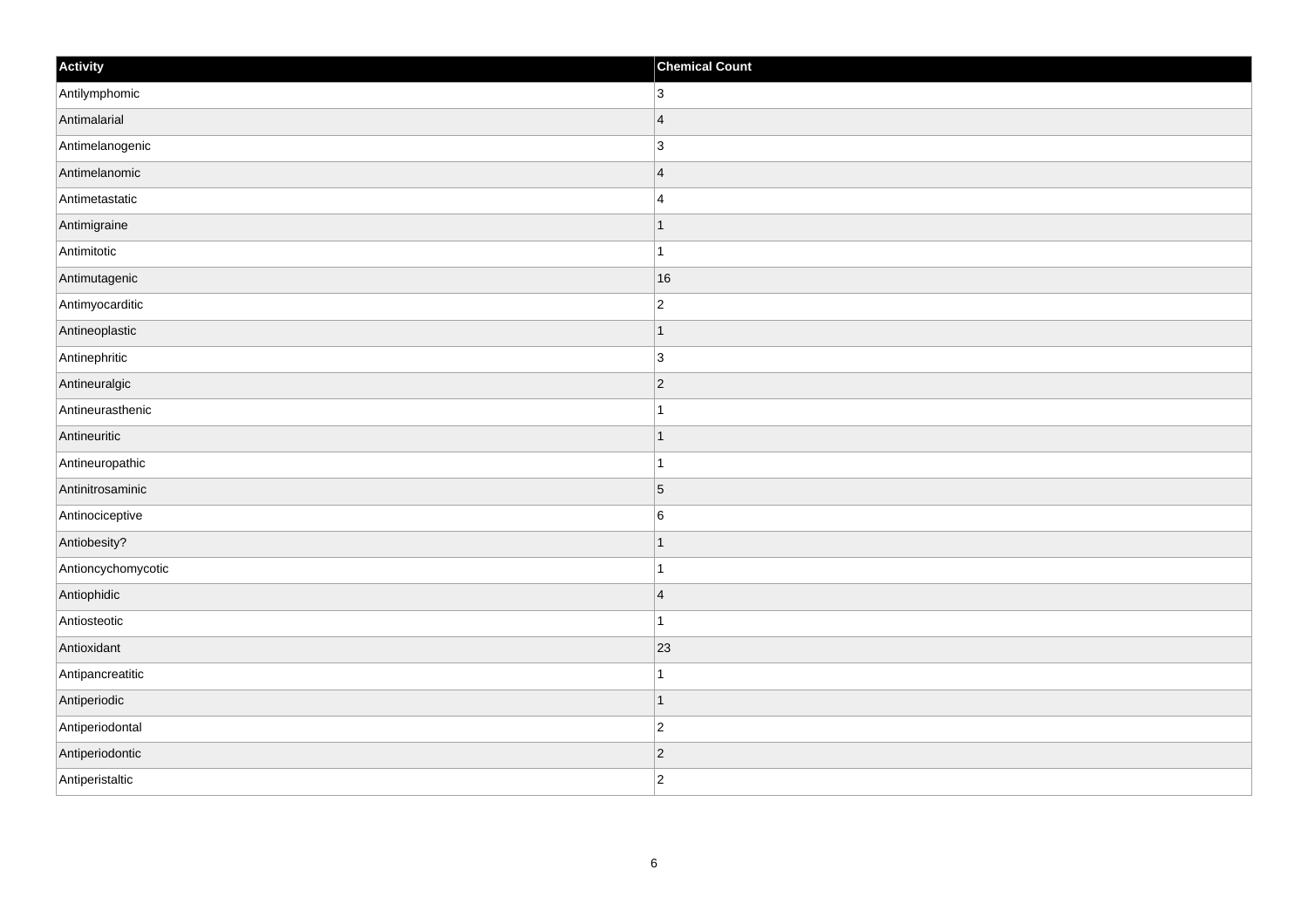| Activity | Chemical Count |
| --- | --- |
| Antilymphomic | 3 |
| Antimalarial | 4 |
| Antimelanogenic | 3 |
| Antimelanomic | 4 |
| Antimetastatic | 4 |
| Antimigraine | 1 |
| Antimitotic | 1 |
| Antimutagenic | 16 |
| Antimyocarditic | 2 |
| Antineoplastic | 1 |
| Antinephritic | 3 |
| Antineuralgic | 2 |
| Antineurasthenic | 1 |
| Antineuritic | 1 |
| Antineuropathic | 1 |
| Antinitrosaminic | 5 |
| Antinociceptive | 6 |
| Antiobesity? | 1 |
| Antioncychomycotic | 1 |
| Antiophidic | 4 |
| Antiosteotic | 1 |
| Antioxidant | 23 |
| Antipancreatitic | 1 |
| Antiperiodic | 1 |
| Antiperiodontal | 2 |
| Antiperiodontic | 2 |
| Antiperistaltic | 2 |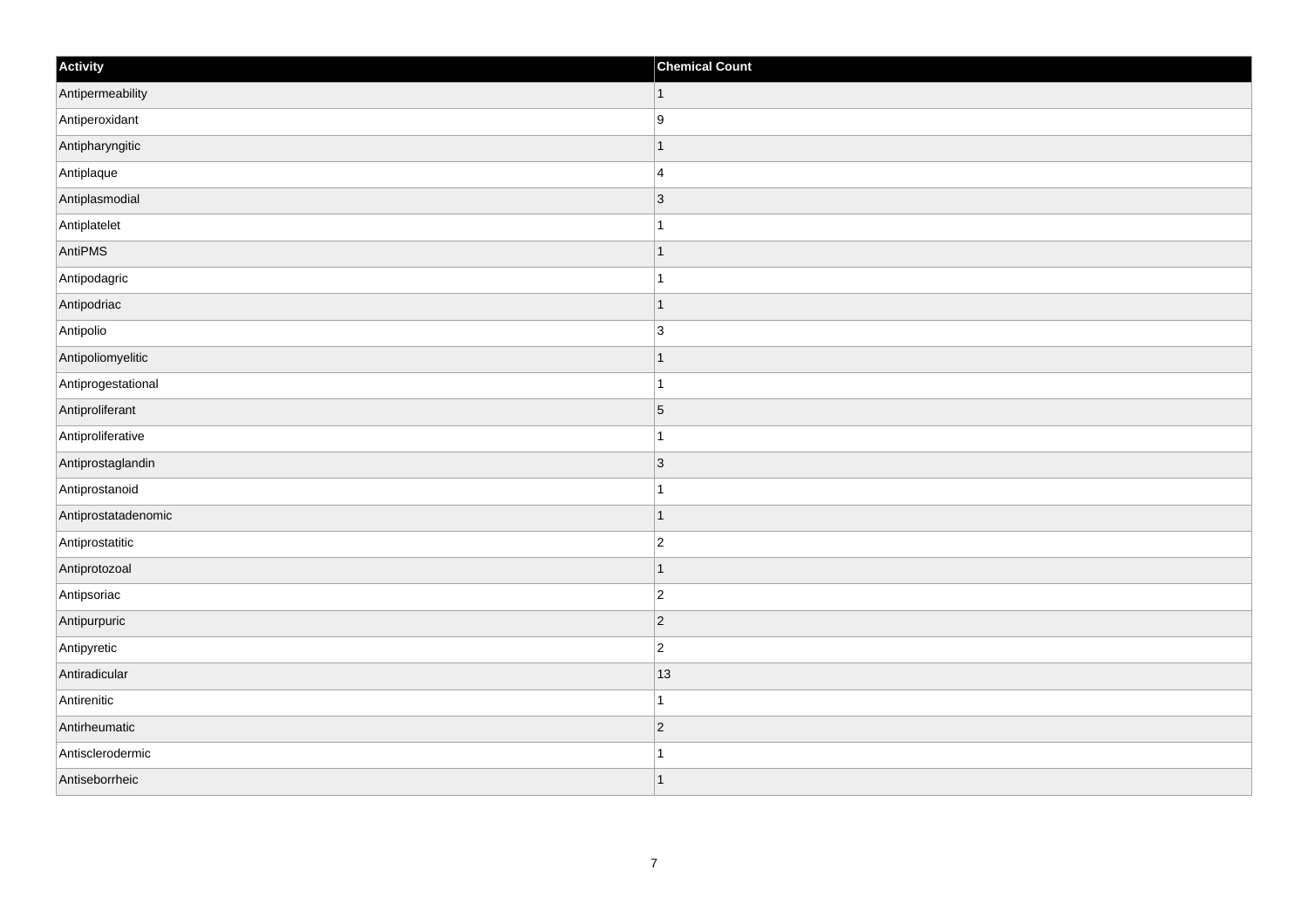| Activity | Chemical Count |
| --- | --- |
| Antipermeability | 1 |
| Antiperoxidant | 9 |
| Antipharyngitic | 1 |
| Antiplaque | 4 |
| Antiplasmodial | 3 |
| Antiplatelet | 1 |
| AntiPMS | 1 |
| Antipodagric | 1 |
| Antipodriac | 1 |
| Antipolio | 3 |
| Antipoliomyelitic | 1 |
| Antiprogestational | 1 |
| Antiproliferant | 5 |
| Antiproliferative | 1 |
| Antiprostaglandin | 3 |
| Antiprostanoid | 1 |
| Antiprostatadenomic | 1 |
| Antiprostatitic | 2 |
| Antiprotozoal | 1 |
| Antipsoriac | 2 |
| Antipurpuric | 2 |
| Antipyretic | 2 |
| Antiradicular | 13 |
| Antirenitic | 1 |
| Antirheumatic | 2 |
| Antisclerodermic | 1 |
| Antiseborrheic | 1 |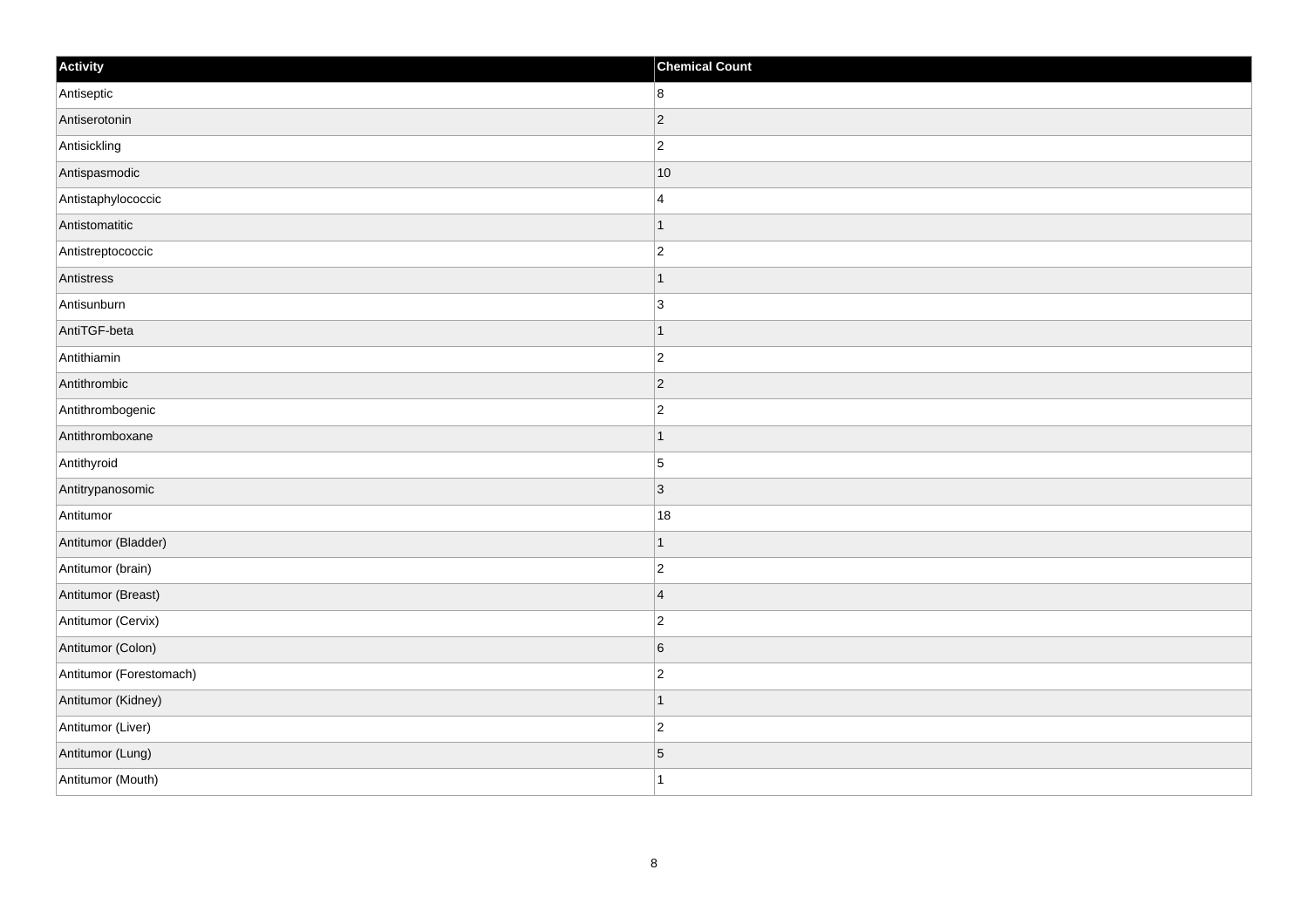| Activity | Chemical Count |
| --- | --- |
| Antiseptic | 8 |
| Antiserotonin | 2 |
| Antisickling | 2 |
| Antispasmodic | 10 |
| Antistaphylococcic | 4 |
| Antistomatitic | 1 |
| Antistreptococcic | 2 |
| Antistress | 1 |
| Antisunburn | 3 |
| AntiTGF-beta | 1 |
| Antithiamin | 2 |
| Antithrombic | 2 |
| Antithrombogenic | 2 |
| Antithromboxane | 1 |
| Antithyroid | 5 |
| Antitrypanosomic | 3 |
| Antitumor | 18 |
| Antitumor (Bladder) | 1 |
| Antitumor (brain) | 2 |
| Antitumor (Breast) | 4 |
| Antitumor (Cervix) | 2 |
| Antitumor (Colon) | 6 |
| Antitumor (Forestomach) | 2 |
| Antitumor (Kidney) | 1 |
| Antitumor (Liver) | 2 |
| Antitumor (Lung) | 5 |
| Antitumor (Mouth) | 1 |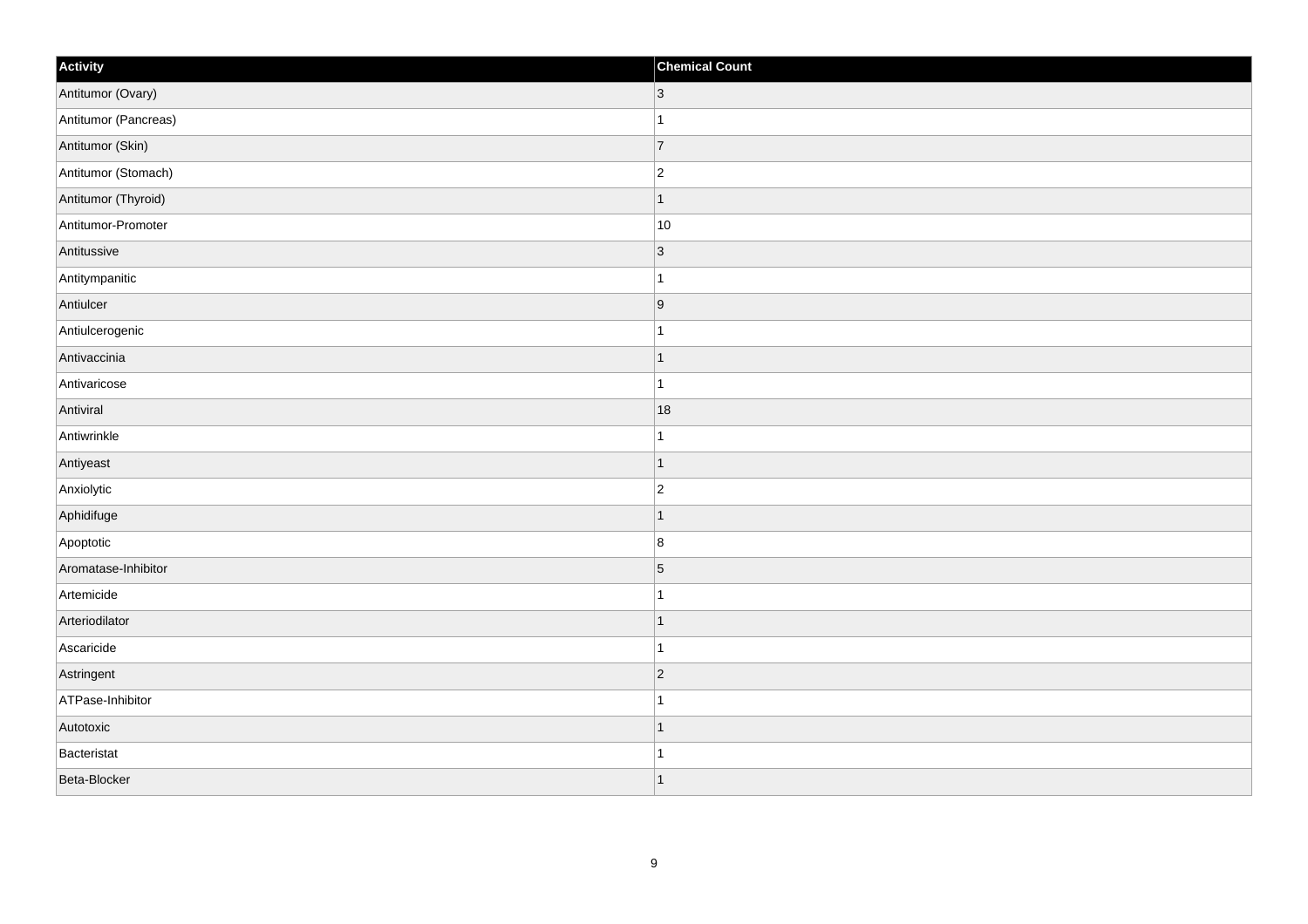| Activity | Chemical Count |
| --- | --- |
| Antitumor (Ovary) | 3 |
| Antitumor (Pancreas) | 1 |
| Antitumor (Skin) | 7 |
| Antitumor (Stomach) | 2 |
| Antitumor (Thyroid) | 1 |
| Antitumor-Promoter | 10 |
| Antitussive | 3 |
| Antitympanitic | 1 |
| Antiulcer | 9 |
| Antiulcerogenic | 1 |
| Antivaccinia | 1 |
| Antivaricose | 1 |
| Antiviral | 18 |
| Antiwrinkle | 1 |
| Antiyeast | 1 |
| Anxiolytic | 2 |
| Aphidifuge | 1 |
| Apoptotic | 8 |
| Aromatase-Inhibitor | 5 |
| Artemicide | 1 |
| Arteriodilator | 1 |
| Ascaricide | 1 |
| Astringent | 2 |
| ATPase-Inhibitor | 1 |
| Autotoxic | 1 |
| Bacteristat | 1 |
| Beta-Blocker | 1 |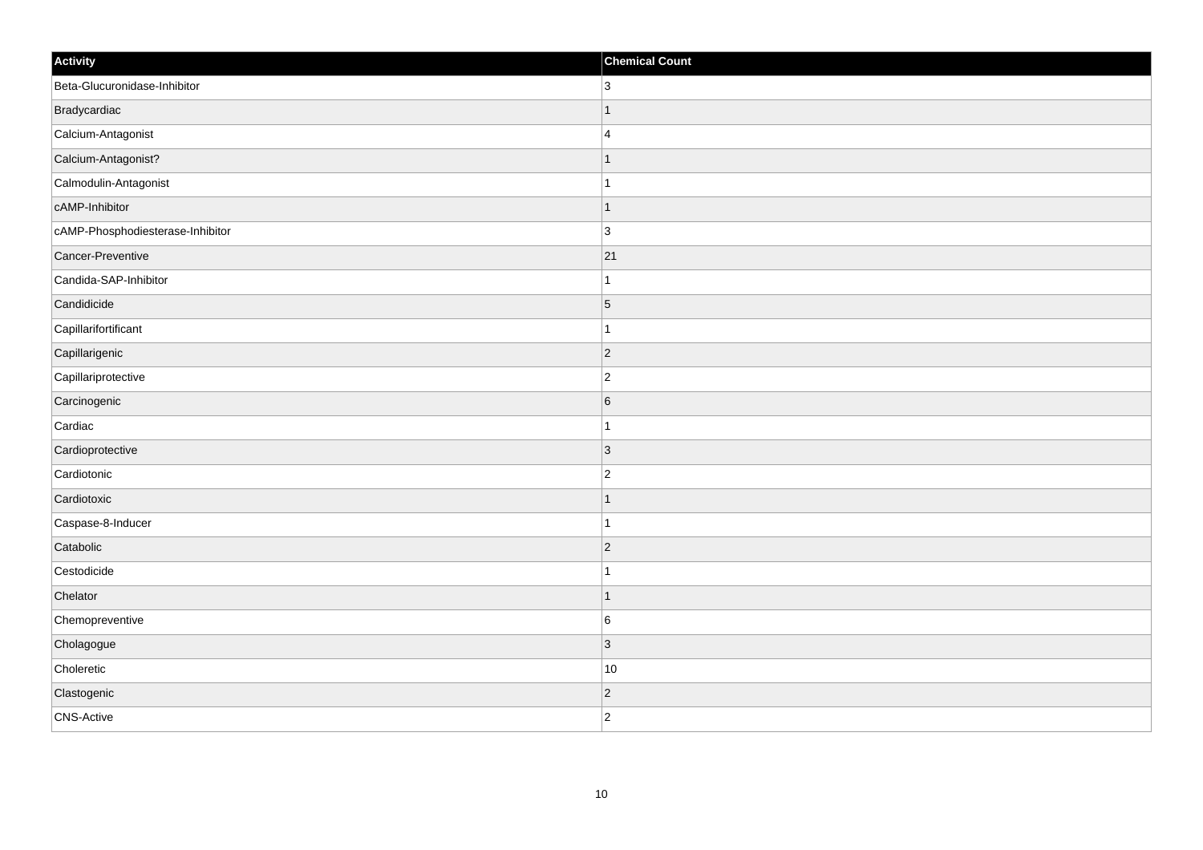| Activity | Chemical Count |
| --- | --- |
| Beta-Glucuronidase-Inhibitor | 3 |
| Bradycardiac | 1 |
| Calcium-Antagonist | 4 |
| Calcium-Antagonist? | 1 |
| Calmodulin-Antagonist | 1 |
| cAMP-Inhibitor | 1 |
| cAMP-Phosphodiesterase-Inhibitor | 3 |
| Cancer-Preventive | 21 |
| Candida-SAP-Inhibitor | 1 |
| Candidicide | 5 |
| Capillarifortificant | 1 |
| Capillarigenic | 2 |
| Capillariprotective | 2 |
| Carcinogenic | 6 |
| Cardiac | 1 |
| Cardioprotective | 3 |
| Cardiotonic | 2 |
| Cardiotoxic | 1 |
| Caspase-8-Inducer | 1 |
| Catabolic | 2 |
| Cestodicide | 1 |
| Chelator | 1 |
| Chemopreventive | 6 |
| Cholagogue | 3 |
| Choleretic | 10 |
| Clastogenic | 2 |
| CNS-Active | 2 |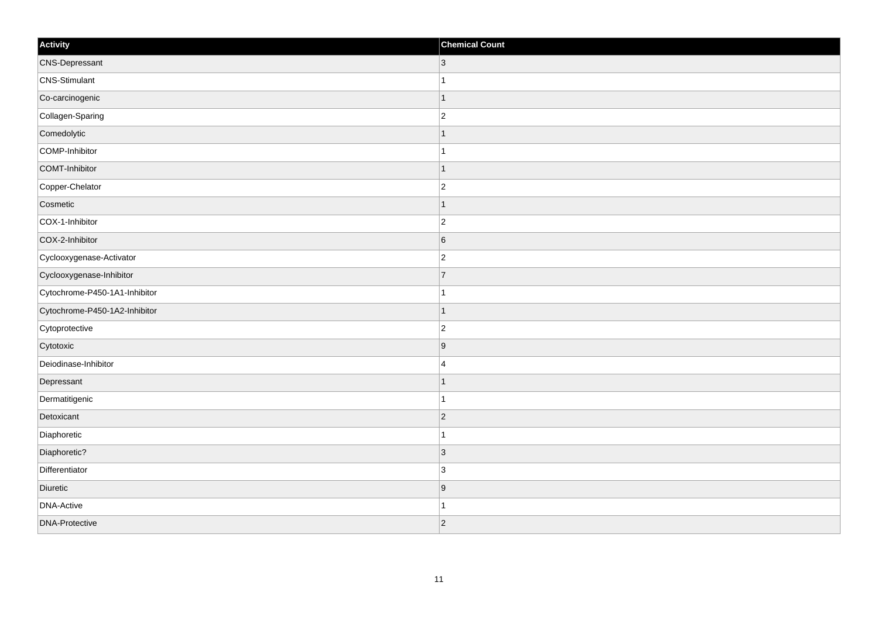| Activity | Chemical Count |
| --- | --- |
| CNS-Depressant | 3 |
| CNS-Stimulant | 1 |
| Co-carcinogenic | 1 |
| Collagen-Sparing | 2 |
| Comedolytic | 1 |
| COMP-Inhibitor | 1 |
| COMT-Inhibitor | 1 |
| Copper-Chelator | 2 |
| Cosmetic | 1 |
| COX-1-Inhibitor | 2 |
| COX-2-Inhibitor | 6 |
| Cyclooxygenase-Activator | 2 |
| Cyclooxygenase-Inhibitor | 7 |
| Cytochrome-P450-1A1-Inhibitor | 1 |
| Cytochrome-P450-1A2-Inhibitor | 1 |
| Cytoprotective | 2 |
| Cytotoxic | 9 |
| Deiodinase-Inhibitor | 4 |
| Depressant | 1 |
| Dermatitigenic | 1 |
| Detoxicant | 2 |
| Diaphoretic | 1 |
| Diaphoretic? | 3 |
| Differentiator | 3 |
| Diuretic | 9 |
| DNA-Active | 1 |
| DNA-Protective | 2 |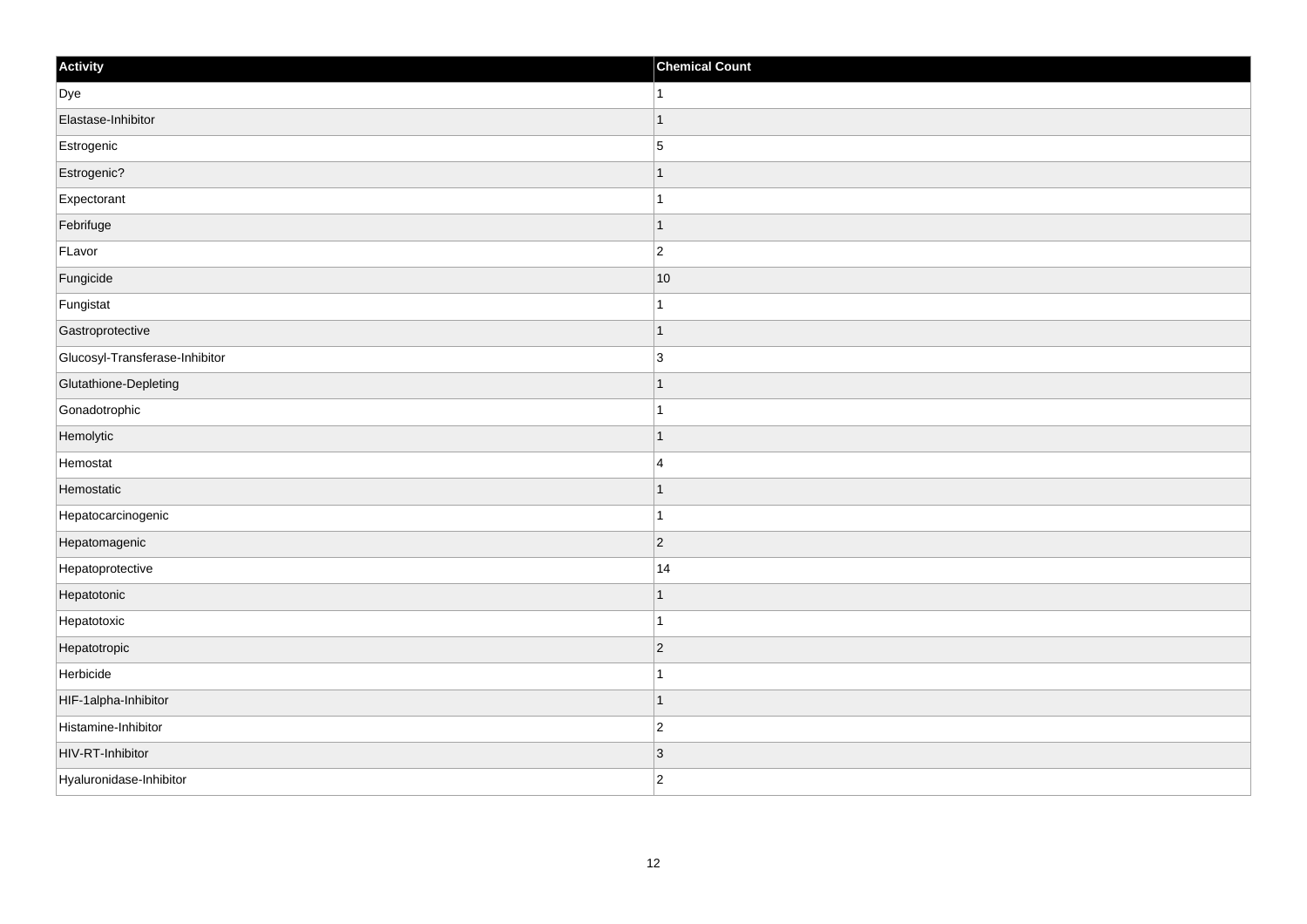| Activity | Chemical Count |
| --- | --- |
| Dye | 1 |
| Elastase-Inhibitor | 1 |
| Estrogenic | 5 |
| Estrogenic? | 1 |
| Expectorant | 1 |
| Febrifuge | 1 |
| FLavor | 2 |
| Fungicide | 10 |
| Fungistat | 1 |
| Gastroprotective | 1 |
| Glucosyl-Transferase-Inhibitor | 3 |
| Glutathione-Depleting | 1 |
| Gonadotrophic | 1 |
| Hemolytic | 1 |
| Hemostat | 4 |
| Hemostatic | 1 |
| Hepatocarcinogenic | 1 |
| Hepatomagenic | 2 |
| Hepatoprotective | 14 |
| Hepatotonic | 1 |
| Hepatotoxic | 1 |
| Hepatotropic | 2 |
| Herbicide | 1 |
| HIF-1alpha-Inhibitor | 1 |
| Histamine-Inhibitor | 2 |
| HIV-RT-Inhibitor | 3 |
| Hyaluronidase-Inhibitor | 2 |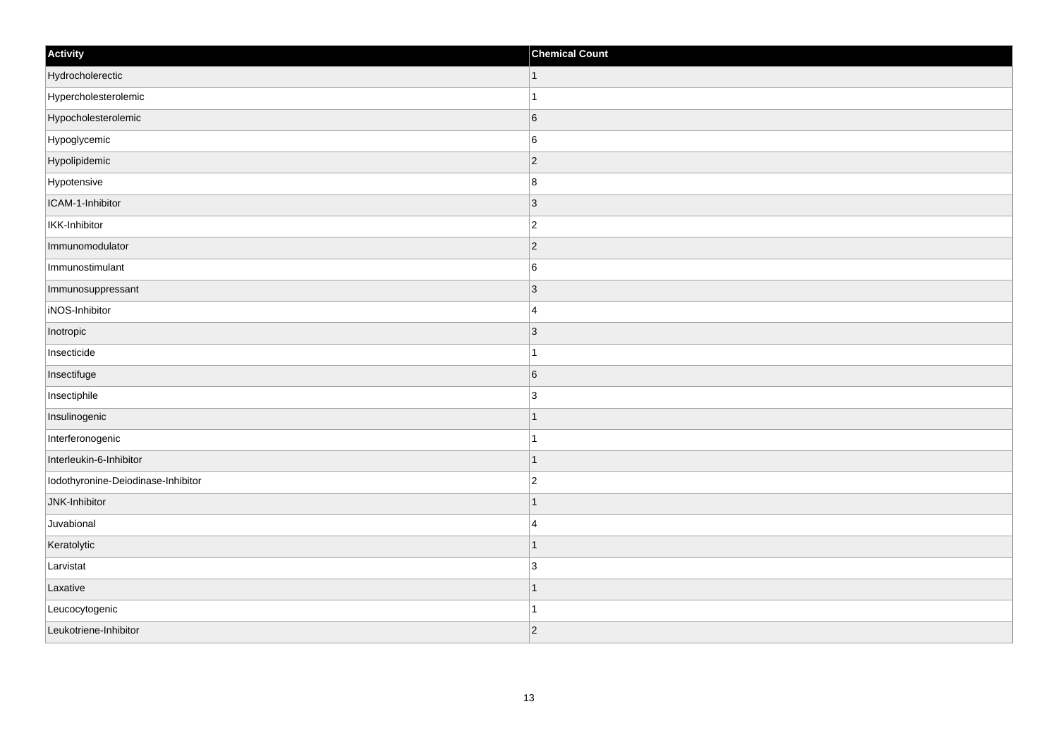| Activity | Chemical Count |
| --- | --- |
| Hydrocholerectic | 1 |
| Hypercholesterolemic | 1 |
| Hypocholesterolemic | 6 |
| Hypoglycemic | 6 |
| Hypolipidemic | 2 |
| Hypotensive | 8 |
| ICAM-1-Inhibitor | 3 |
| IKK-Inhibitor | 2 |
| Immunomodulator | 2 |
| Immunostimulant | 6 |
| Immunosuppressant | 3 |
| iNOS-Inhibitor | 4 |
| Inotropic | 3 |
| Insecticide | 1 |
| Insectifuge | 6 |
| Insectiphile | 3 |
| Insulinogenic | 1 |
| Interferonogenic | 1 |
| Interleukin-6-Inhibitor | 1 |
| Iodothyronine-Deiodinase-Inhibitor | 2 |
| JNK-Inhibitor | 1 |
| Juvabional | 4 |
| Keratolytic | 1 |
| Larvistat | 3 |
| Laxative | 1 |
| Leucocytogenic | 1 |
| Leukotriene-Inhibitor | 2 |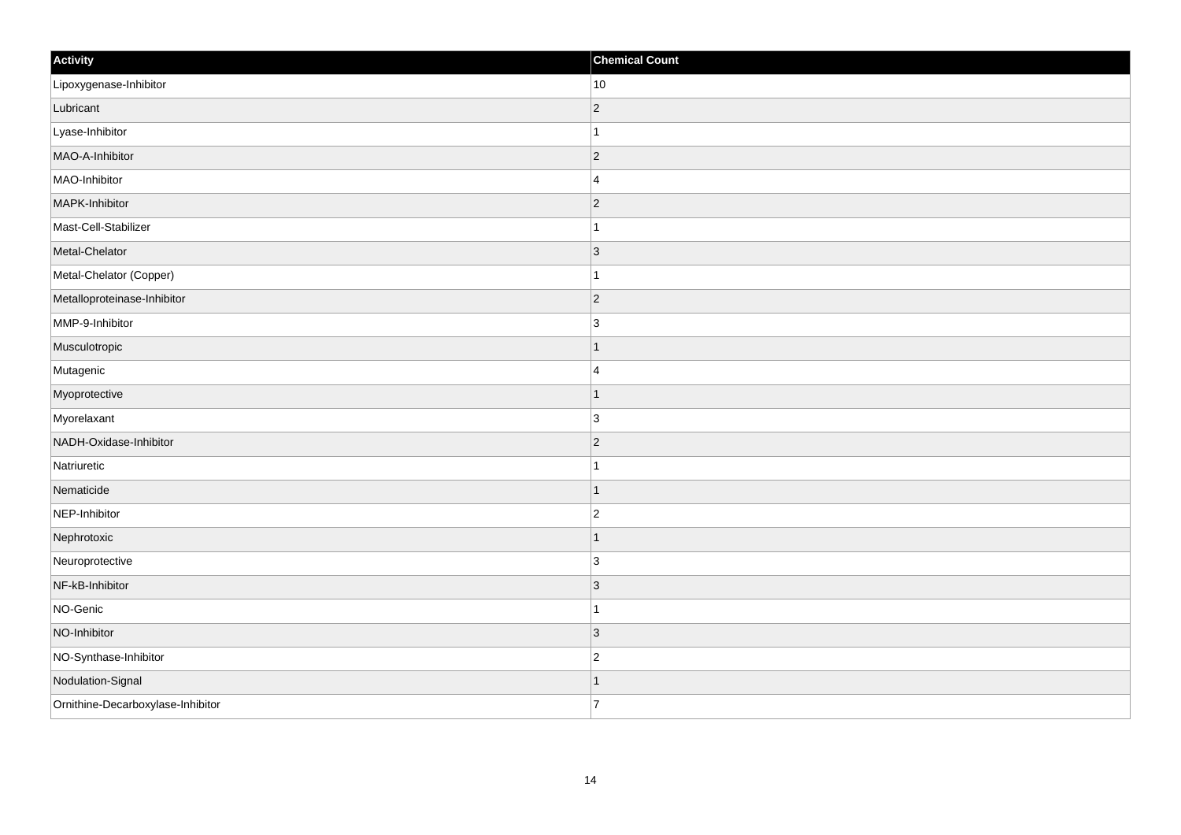| Activity | Chemical Count |
| --- | --- |
| Lipoxygenase-Inhibitor | 10 |
| Lubricant | 2 |
| Lyase-Inhibitor | 1 |
| MAO-A-Inhibitor | 2 |
| MAO-Inhibitor | 4 |
| MAPK-Inhibitor | 2 |
| Mast-Cell-Stabilizer | 1 |
| Metal-Chelator | 3 |
| Metal-Chelator (Copper) | 1 |
| Metalloproteinase-Inhibitor | 2 |
| MMP-9-Inhibitor | 3 |
| Musculotropic | 1 |
| Mutagenic | 4 |
| Myoprotective | 1 |
| Myorelaxant | 3 |
| NADH-Oxidase-Inhibitor | 2 |
| Natriuretic | 1 |
| Nematicide | 1 |
| NEP-Inhibitor | 2 |
| Nephrotoxic | 1 |
| Neuroprotective | 3 |
| NF-kB-Inhibitor | 3 |
| NO-Genic | 1 |
| NO-Inhibitor | 3 |
| NO-Synthase-Inhibitor | 2 |
| Nodulation-Signal | 1 |
| Ornithine-Decarboxylase-Inhibitor | 7 |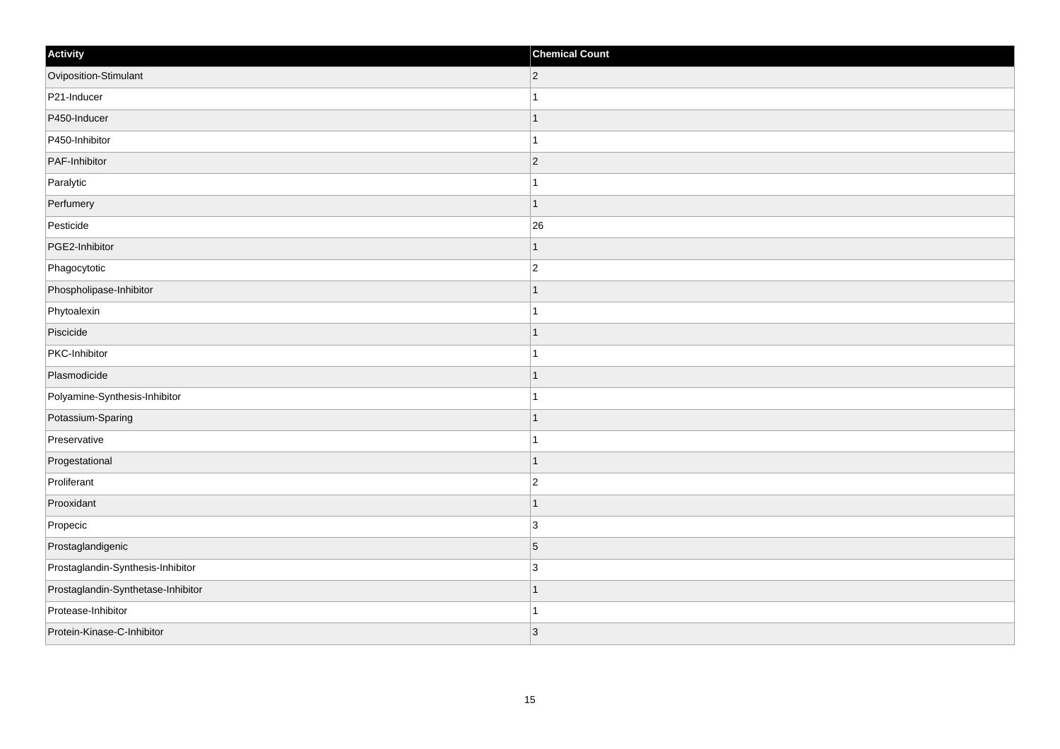| Activity | Chemical Count |
| --- | --- |
| Oviposition-Stimulant | 2 |
| P21-Inducer | 1 |
| P450-Inducer | 1 |
| P450-Inhibitor | 1 |
| PAF-Inhibitor | 2 |
| Paralytic | 1 |
| Perfumery | 1 |
| Pesticide | 26 |
| PGE2-Inhibitor | 1 |
| Phagocytotic | 2 |
| Phospholipase-Inhibitor | 1 |
| Phytoalexin | 1 |
| Piscicide | 1 |
| PKC-Inhibitor | 1 |
| Plasmodicide | 1 |
| Polyamine-Synthesis-Inhibitor | 1 |
| Potassium-Sparing | 1 |
| Preservative | 1 |
| Progestational | 1 |
| Proliferant | 2 |
| Prooxidant | 1 |
| Propecic | 3 |
| Prostaglandigenic | 5 |
| Prostaglandin-Synthesis-Inhibitor | 3 |
| Prostaglandin-Synthetase-Inhibitor | 1 |
| Protease-Inhibitor | 1 |
| Protein-Kinase-C-Inhibitor | 3 |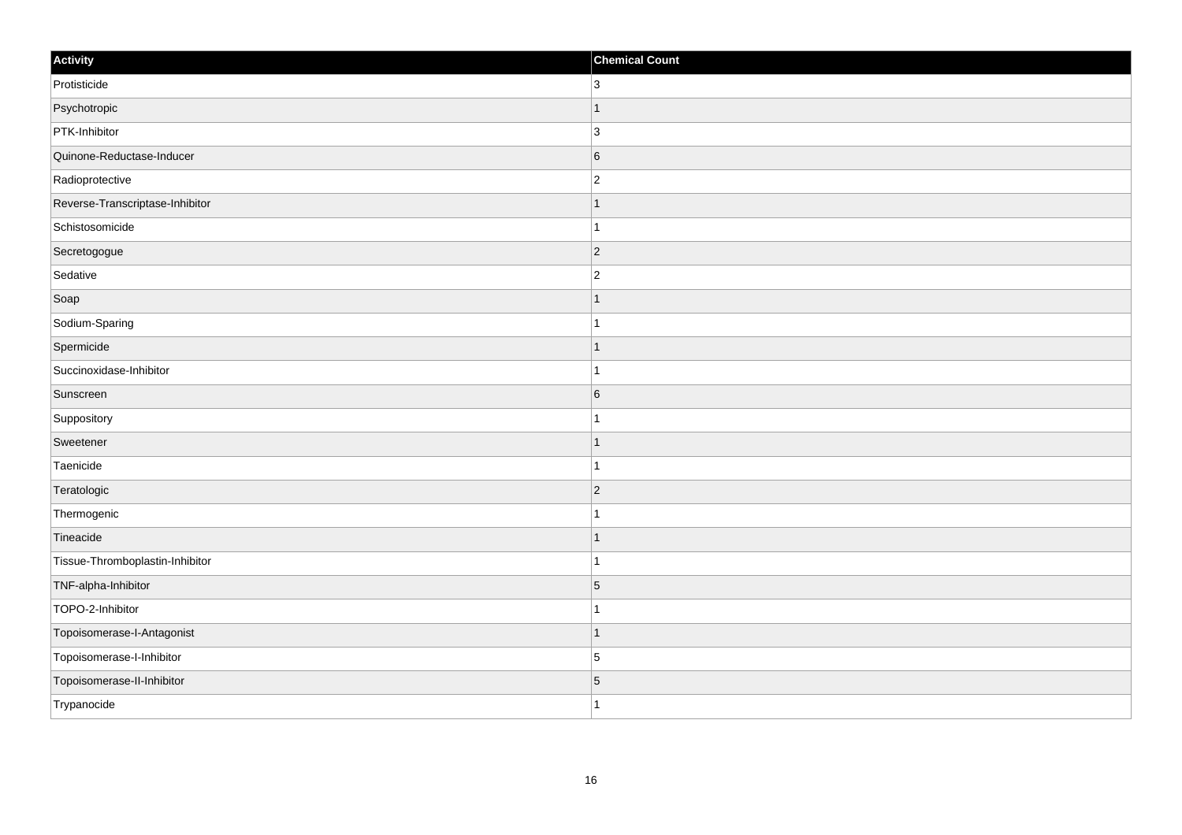| Activity | Chemical Count |
| --- | --- |
| Protisticide | 3 |
| Psychotropic | 1 |
| PTK-Inhibitor | 3 |
| Quinone-Reductase-Inducer | 6 |
| Radioprotective | 2 |
| Reverse-Transcriptase-Inhibitor | 1 |
| Schistosomicide | 1 |
| Secretogogue | 2 |
| Sedative | 2 |
| Soap | 1 |
| Sodium-Sparing | 1 |
| Spermicide | 1 |
| Succinoxidase-Inhibitor | 1 |
| Sunscreen | 6 |
| Suppository | 1 |
| Sweetener | 1 |
| Taenicide | 1 |
| Teratologic | 2 |
| Thermogenic | 1 |
| Tineacide | 1 |
| Tissue-Thromboplastin-Inhibitor | 1 |
| TNF-alpha-Inhibitor | 5 |
| TOPO-2-Inhibitor | 1 |
| Topoisomerase-I-Antagonist | 1 |
| Topoisomerase-I-Inhibitor | 5 |
| Topoisomerase-II-Inhibitor | 5 |
| Trypanocide | 1 |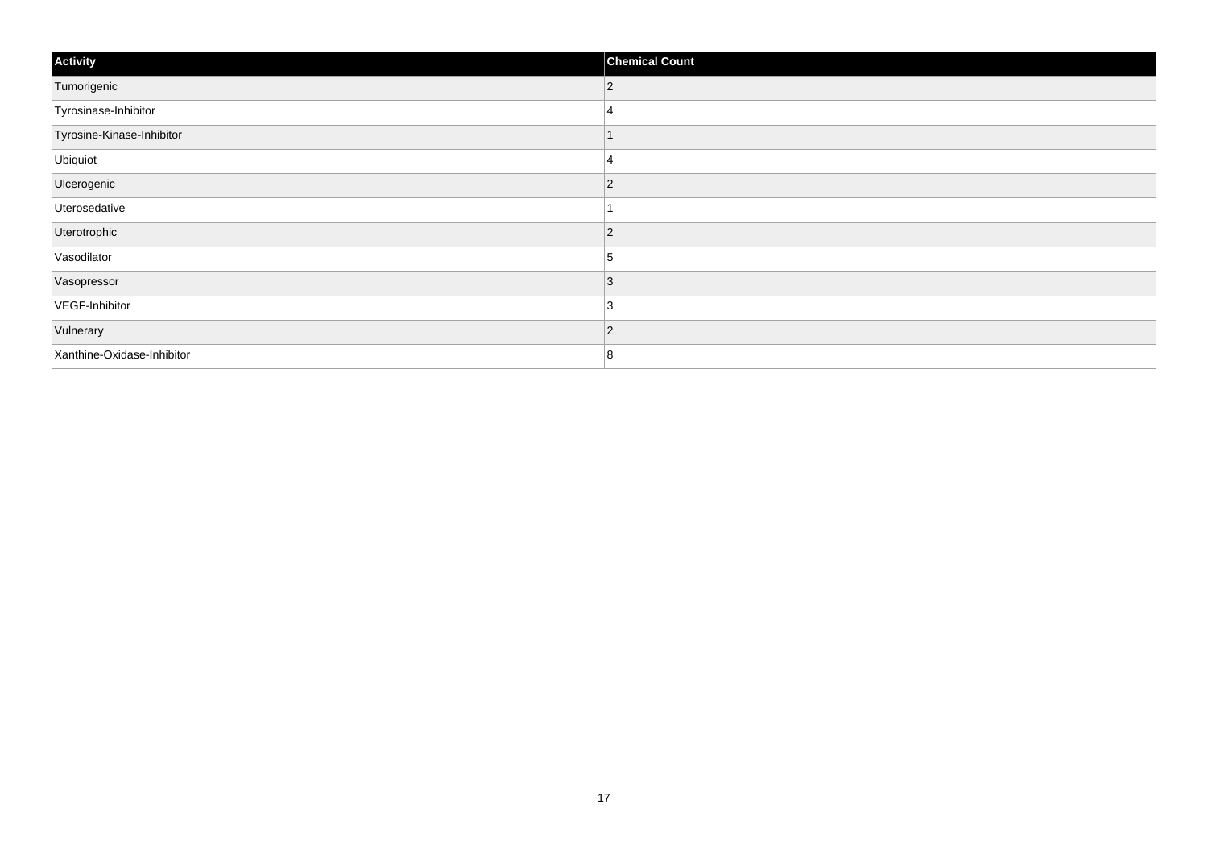| Activity | Chemical Count |
|---|---|
| Tumorigenic | 2 |
| Tyrosinase-Inhibitor | 4 |
| Tyrosine-Kinase-Inhibitor | 1 |
| Ubiquiot | 4 |
| Ulcerogenic | 2 |
| Uterosedative | 1 |
| Uterotrophic | 2 |
| Vasodilator | 5 |
| Vasopressor | 3 |
| VEGF-Inhibitor | 3 |
| Vulnerary | 2 |
| Xanthine-Oxidase-Inhibitor | 8 |